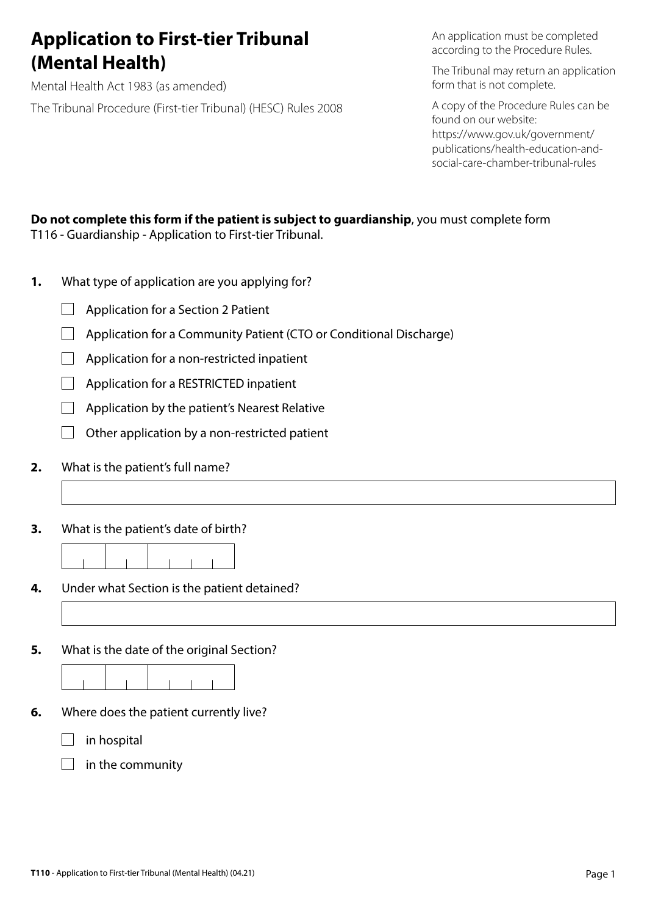# Application to First-tier Tribunal (Mental Health)

Mental Health Act 1983 (as amended)

The Tribunal Procedure (First-tier Tribunal) (HESC) Rules 2008

An application must be completed according to the Procedure Rules.

The Tribunal may return an application form that is not complete.

A copy of the Procedure Rules can be found on our website: https://www.gov.uk/government/publications/health-education-and-social-care-chamber-tribunal-rules

**Do not complete this form if the patient is subject to guardianship**, you must complete form T116 - Guardianship - Application to First-tier Tribunal.

**1.** What type of application are you applying for?

- ☐ Application for a Section 2 Patient
- ☐ Application for a Community Patient (CTO or Conditional Discharge)
- ☐ Application for a non-restricted inpatient
- ☐ Application for a RESTRICTED inpatient
- ☐ Application by the patient's Nearest Relative
- ☐ Other application by a non-restricted patient

**2.** What is the patient's full name?

**3.** What is the patient's date of birth?

**4.** Under what Section is the patient detained?

**5.** What is the date of the original Section?

**6.** Where does the patient currently live?

- ☐ in hospital
- ☐ in the community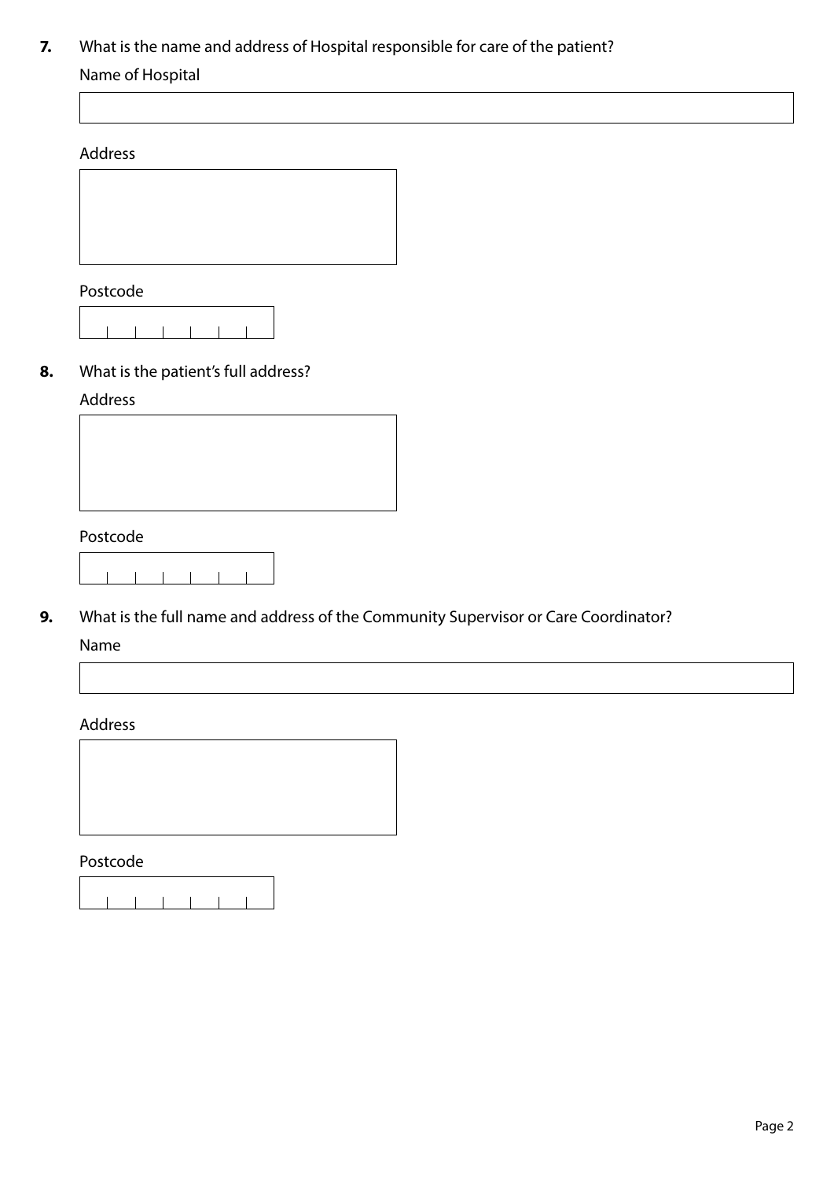**7.** What is the name and address of Hospital responsible for care of the patient?

Name of Hospital

Address

Postcode

**8.** What is the patient's full address?

Address

Postcode

**9.** What is the full name and address of the Community Supervisor or Care Coordinator?

Name

Address

Postcode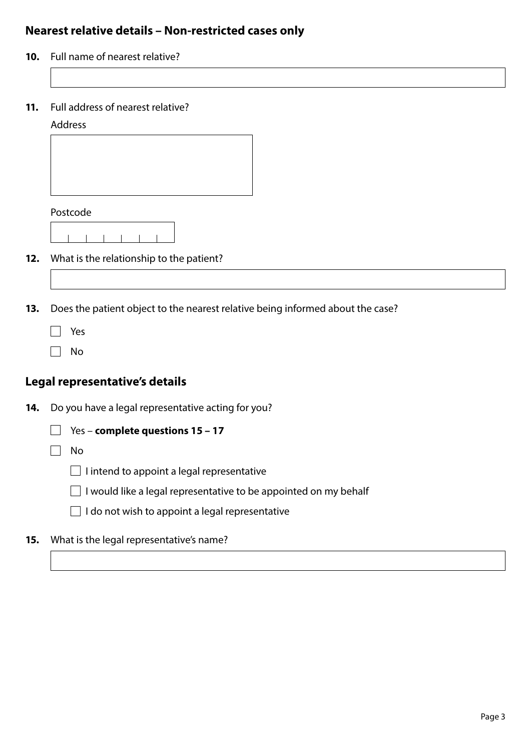## Nearest relative details – Non-restricted cases only

**10.** Full name of nearest relative?

**11.** Full address of nearest relative?

Address

Postcode

**12.** What is the relationship to the patient?

**13.** Does the patient object to the nearest relative being informed about the case?

- ☐ Yes
- ☐ No

## Legal representative's details

**14.** Do you have a legal representative acting for you?

- ☐ Yes – **complete questions 15 – 17**
- ☐ No
  - ☐ I intend to appoint a legal representative
  - ☐ I would like a legal representative to be appointed on my behalf
  - ☐ I do not wish to appoint a legal representative

**15.** What is the legal representative's name?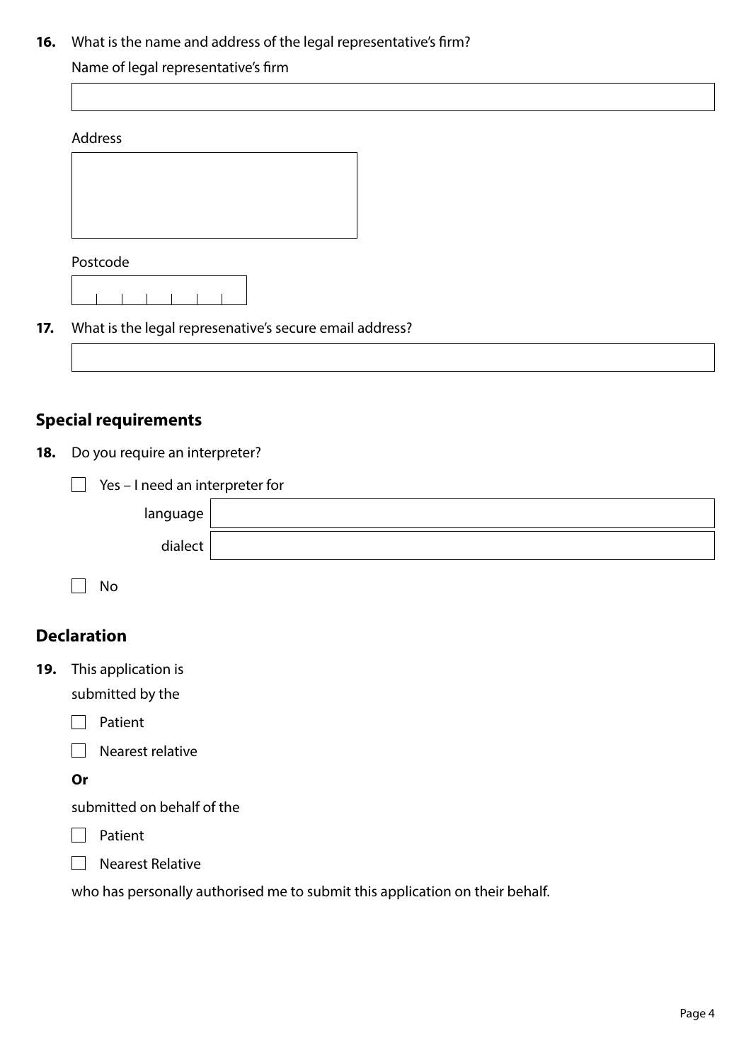**16.** What is the name and address of the legal representative's firm?

Name of legal representative's firm

Address

Postcode

**17.** What is the legal represenative's secure email address?

## Special requirements

**18.** Do you require an interpreter?

☐ Yes – I need an interpreter for

language

dialect

☐ No

## Declaration

**19.** This application is submitted by the

☐ Patient

☐ Nearest relative

**Or**

submitted on behalf of the

☐ Patient

☐ Nearest Relative

who has personally authorised me to submit this application on their behalf.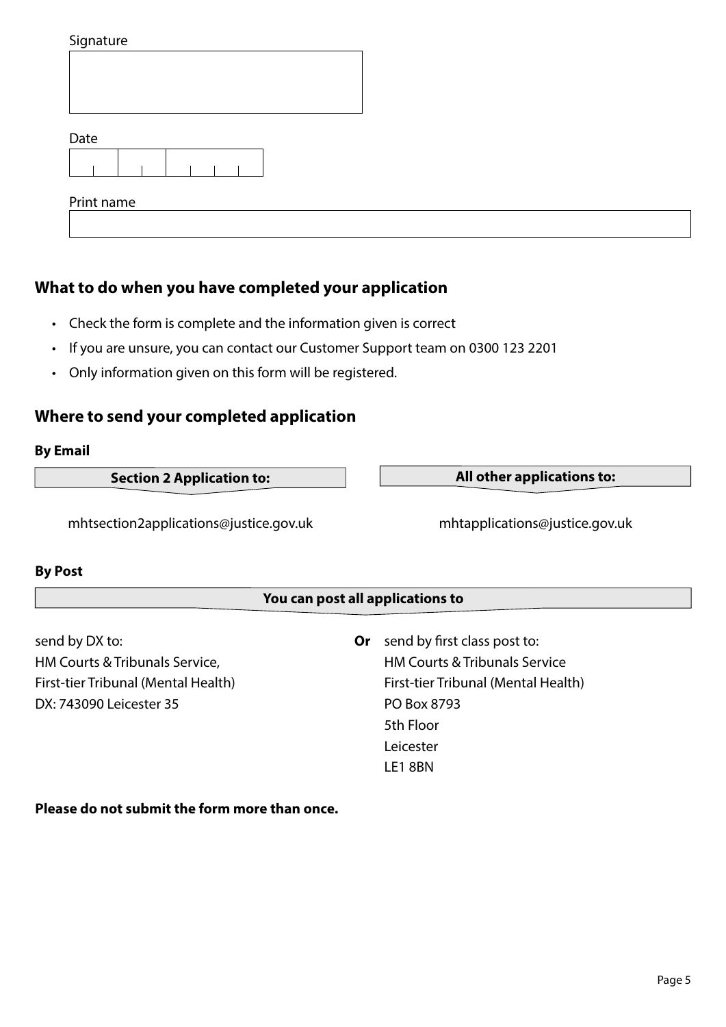Signature

Date

Print name

## What to do when you have completed your application

- Check the form is complete and the information given is correct
- If you are unsure, you can contact our Customer Support team on 0300 123 2201
- Only information given on this form will be registered.

## Where to send your completed application

**By Email**

**Section 2 Application to:**

mhtsection2applications@justice.gov.uk

**All other applications to:**

mhtapplications@justice.gov.uk

**By Post**

**You can post all applications to**

send by DX to:
HM Courts & Tribunals Service,
First-tier Tribunal (Mental Health)
DX: 743090 Leicester 35

**Or** send by first class post to:
HM Courts & Tribunals Service
First-tier Tribunal (Mental Health)
PO Box 8793
5th Floor
Leicester
LE1 8BN

**Please do not submit the form more than once.**